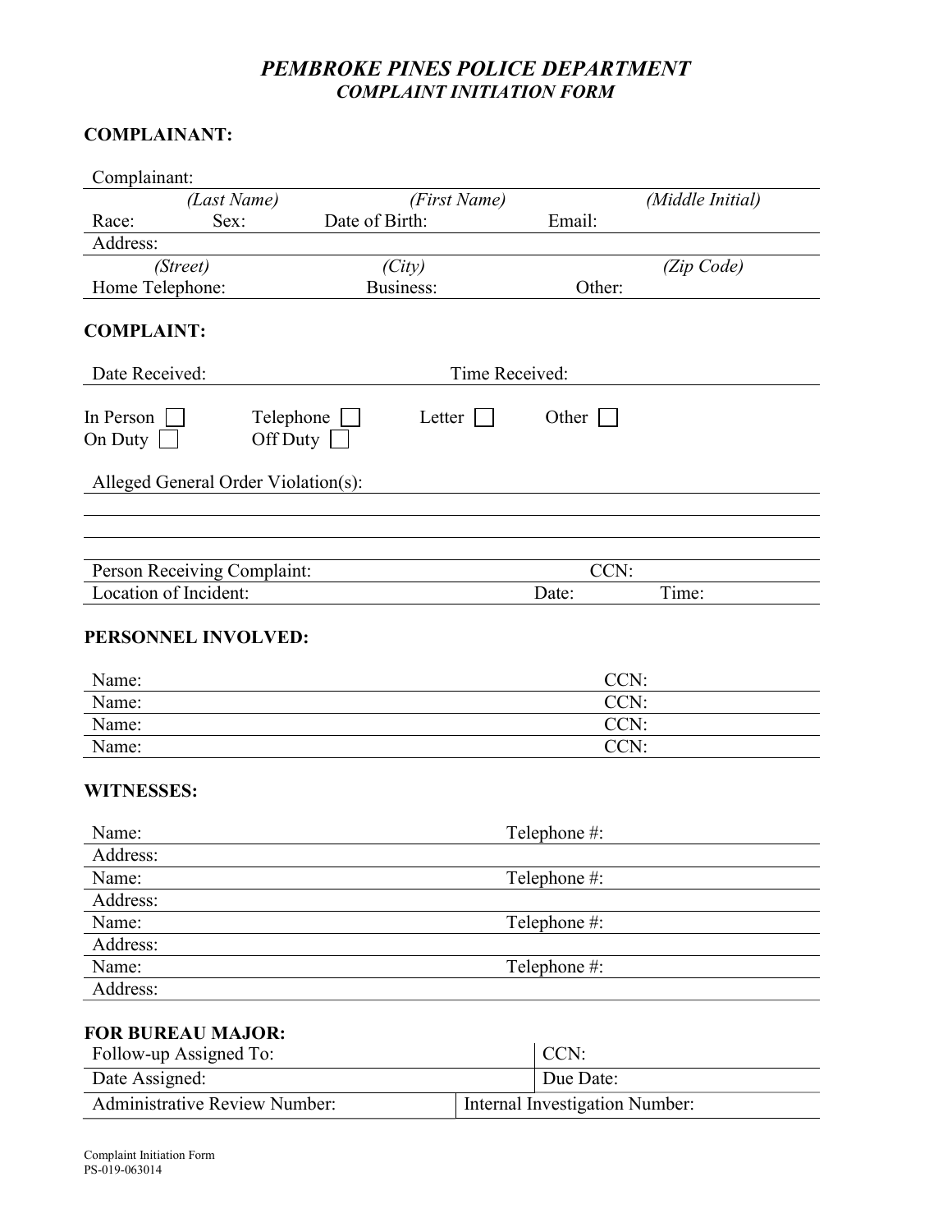# PEMBROKE PINES POLICE DEPARTMENT

## *COMPLAINT INITIATION FORM*

**COMPLAINANT:**

Complainant: ______________________________________________

*(Last Name)* *(First Name)* *(Middle Initial)*

Race: Sex: Date of Birth: Email:

Address: ______________________________________________

*(Street)* *(City)* *(Zip Code)*

Home Telephone: Business: Other:

**COMPLAINT:**

Date Received: Time Received:

In Person ☐ Telephone ☐ Letter ☐ Other ☐

On Duty ☐ Off Duty ☐

Alleged General Order Violation(s): ______________________________________________

______________________________________________

______________________________________________

Person Receiving Complaint: CCN:

Location of Incident: Date: Time:

**PERSONNEL INVOLVED:**

Name: CCN:

Name: CCN:

Name: CCN:

Name: CCN:

**WITNESSES:**

Name: Telephone #:

Address:

Name: Telephone #:

Address:

Name: Telephone #:

Address:

Name: Telephone #:

Address:

**FOR BUREAU MAJOR:**

| Follow-up Assigned To: | CCN: |
|---|---|
| Date Assigned: | Due Date: |
| Administrative Review Number: | Internal Investigation Number: |

Complaint Initiation Form
PS-019-063014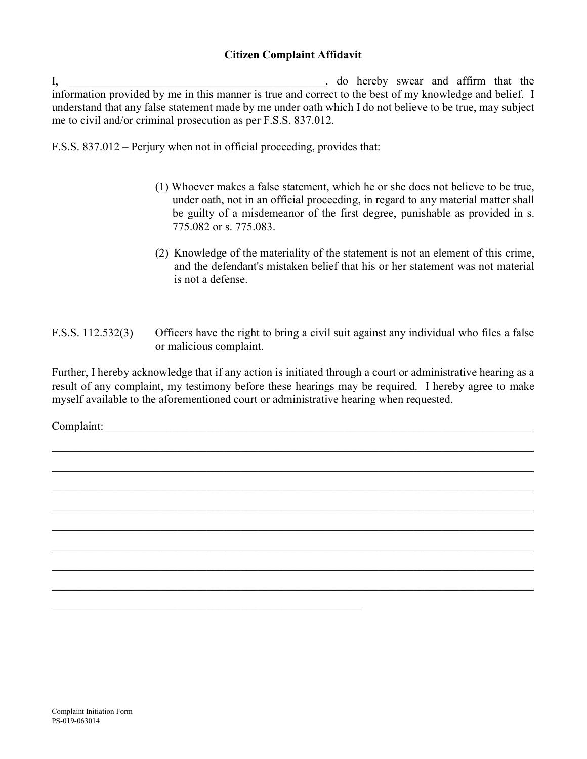## Citizen Complaint Affidavit

I, _____________________________________________, do hereby swear and affirm that the information provided by me in this manner is true and correct to the best of my knowledge and belief. I understand that any false statement made by me under oath which I do not believe to be true, may subject me to civil and/or criminal prosecution as per F.S.S. 837.012.

F.S.S. 837.012 – Perjury when not in official proceeding, provides that:

> (1) Whoever makes a false statement, which he or she does not believe to be true, under oath, not in an official proceeding, in regard to any material matter shall be guilty of a misdemeanor of the first degree, punishable as provided in s. 775.082 or s. 775.083.
>
> (2) Knowledge of the materiality of the statement is not an element of this crime, and the defendant's mistaken belief that his or her statement was not material is not a defense.

F.S.S. 112.532(3) Officers have the right to bring a civil suit against any individual who files a false or malicious complaint.

Further, I hereby acknowledge that if any action is initiated through a court or administrative hearing as a result of any complaint, my testimony before these hearings may be required. I hereby agree to make myself available to the aforementioned court or administrative hearing when requested.

Complaint:_____________________________________________________________________________

_______________________________________________________________________________________

_______________________________________________________________________________________

_______________________________________________________________________________________

_______________________________________________________________________________________

_______________________________________________________________________________________

_______________________________________________________________________________________

_______________________________________________________________________________________

_______________________________________________________________________________________

_______________________________________________________

Complaint Initiation Form
PS-019-063014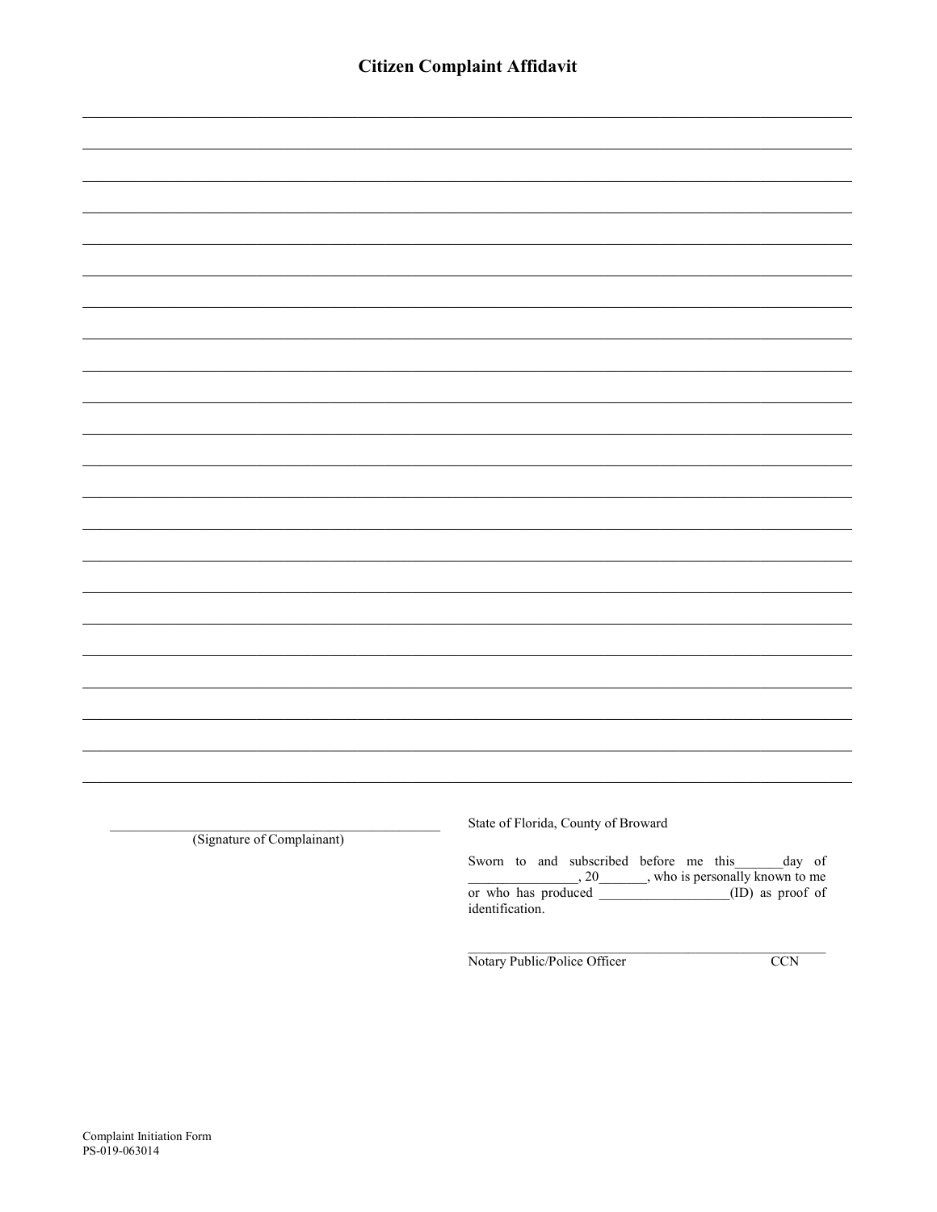# Citizen Complaint Affidavit

\_\_\_\_\_\_\_\_\_\_\_\_\_\_\_\_\_\_\_\_\_\_\_\_\_\_\_\_\_\_\_\_\_\_\_\_\_\_\_\_\_\_\_\_\_\_\_\_\_\_\_\_\_\_\_\_\_\_\_\_\_\_\_\_\_\_\_\_\_\_\_\_\_\_\_\_\_\_\_\_\_\_\_\_\_\_\_\_\_\_

\_\_\_\_\_\_\_\_\_\_\_\_\_\_\_\_\_\_\_\_\_\_\_\_\_\_\_\_\_\_\_\_\_\_\_\_\_\_\_\_\_\_\_\_\_\_\_\_\_\_\_\_\_\_\_\_\_\_\_\_\_\_\_\_\_\_\_\_\_\_\_\_\_\_\_\_\_\_\_\_\_\_\_\_\_\_\_\_\_\_

\_\_\_\_\_\_\_\_\_\_\_\_\_\_\_\_\_\_\_\_\_\_\_\_\_\_\_\_\_\_\_\_\_\_\_\_\_\_\_\_\_\_\_\_\_\_\_\_\_\_\_\_\_\_\_\_\_\_\_\_\_\_\_\_\_\_\_\_\_\_\_\_\_\_\_\_\_\_\_\_\_\_\_\_\_\_\_\_\_\_

\_\_\_\_\_\_\_\_\_\_\_\_\_\_\_\_\_\_\_\_\_\_\_\_\_\_\_\_\_\_\_\_\_\_\_\_\_\_\_\_\_\_\_\_\_\_\_\_\_\_\_\_\_\_\_\_\_\_\_\_\_\_\_\_\_\_\_\_\_\_\_\_\_\_\_\_\_\_\_\_\_\_\_\_\_\_\_\_\_\_

\_\_\_\_\_\_\_\_\_\_\_\_\_\_\_\_\_\_\_\_\_\_\_\_\_\_\_\_\_\_\_\_\_\_\_\_\_\_\_\_\_\_\_\_\_\_\_\_\_\_\_\_\_\_\_\_\_\_\_\_\_\_\_\_\_\_\_\_\_\_\_\_\_\_\_\_\_\_\_\_\_\_\_\_\_\_\_\_\_\_

\_\_\_\_\_\_\_\_\_\_\_\_\_\_\_\_\_\_\_\_\_\_\_\_\_\_\_\_\_\_\_\_\_\_\_\_\_\_\_\_\_\_\_\_\_\_\_\_\_\_\_\_\_\_\_\_\_\_\_\_\_\_\_\_\_\_\_\_\_\_\_\_\_\_\_\_\_\_\_\_\_\_\_\_\_\_\_\_\_\_

\_\_\_\_\_\_\_\_\_\_\_\_\_\_\_\_\_\_\_\_\_\_\_\_\_\_\_\_\_\_\_\_\_\_\_\_\_\_\_\_\_\_\_\_\_\_\_\_\_\_\_\_\_\_\_\_\_\_\_\_\_\_\_\_\_\_\_\_\_\_\_\_\_\_\_\_\_\_\_\_\_\_\_\_\_\_\_\_\_\_

\_\_\_\_\_\_\_\_\_\_\_\_\_\_\_\_\_\_\_\_\_\_\_\_\_\_\_\_\_\_\_\_\_\_\_\_\_\_\_\_\_\_\_\_\_\_\_\_\_\_\_\_\_\_\_\_\_\_\_\_\_\_\_\_\_\_\_\_\_\_\_\_\_\_\_\_\_\_\_\_\_\_\_\_\_\_\_\_\_\_

\_\_\_\_\_\_\_\_\_\_\_\_\_\_\_\_\_\_\_\_\_\_\_\_\_\_\_\_\_\_\_\_\_\_\_\_\_\_\_\_\_\_\_\_\_\_\_\_\_\_\_\_\_\_\_\_\_\_\_\_\_\_\_\_\_\_\_\_\_\_\_\_\_\_\_\_\_\_\_\_\_\_\_\_\_\_\_\_\_\_

\_\_\_\_\_\_\_\_\_\_\_\_\_\_\_\_\_\_\_\_\_\_\_\_\_\_\_\_\_\_\_\_\_\_\_\_\_\_\_\_\_\_\_\_\_\_\_\_\_\_\_\_\_\_\_\_\_\_\_\_\_\_\_\_\_\_\_\_\_\_\_\_\_\_\_\_\_\_\_\_\_\_\_\_\_\_\_\_\_\_

\_\_\_\_\_\_\_\_\_\_\_\_\_\_\_\_\_\_\_\_\_\_\_\_\_\_\_\_\_\_\_\_\_\_\_\_\_\_\_\_\_\_\_\_\_\_\_\_\_\_\_\_\_\_\_\_\_\_\_\_\_\_\_\_\_\_\_\_\_\_\_\_\_\_\_\_\_\_\_\_\_\_\_\_\_\_\_\_\_\_

\_\_\_\_\_\_\_\_\_\_\_\_\_\_\_\_\_\_\_\_\_\_\_\_\_\_\_\_\_\_\_\_\_\_\_\_\_\_\_\_\_\_\_\_\_\_\_\_\_\_\_\_\_\_\_\_\_\_\_\_\_\_\_\_\_\_\_\_\_\_\_\_\_\_\_\_\_\_\_\_\_\_\_\_\_\_\_\_\_\_

\_\_\_\_\_\_\_\_\_\_\_\_\_\_\_\_\_\_\_\_\_\_\_\_\_\_\_\_\_\_\_\_\_\_\_\_\_\_\_\_\_\_\_\_\_\_\_\_\_\_\_\_\_\_\_\_\_\_\_\_\_\_\_\_\_\_\_\_\_\_\_\_\_\_\_\_\_\_\_\_\_\_\_\_\_\_\_\_\_\_

\_\_\_\_\_\_\_\_\_\_\_\_\_\_\_\_\_\_\_\_\_\_\_\_\_\_\_\_\_\_\_\_\_\_\_\_\_\_\_\_\_\_\_\_\_\_\_\_\_\_\_\_\_\_\_\_\_\_\_\_\_\_\_\_\_\_\_\_\_\_\_\_\_\_\_\_\_\_\_\_\_\_\_\_\_\_\_\_\_\_

\_\_\_\_\_\_\_\_\_\_\_\_\_\_\_\_\_\_\_\_\_\_\_\_\_\_\_\_\_\_\_\_\_\_\_\_\_\_\_\_\_\_\_\_\_\_\_\_\_\_\_\_\_\_\_\_\_\_\_\_\_\_\_\_\_\_\_\_\_\_\_\_\_\_\_\_\_\_\_\_\_\_\_\_\_\_\_\_\_\_

\_\_\_\_\_\_\_\_\_\_\_\_\_\_\_\_\_\_\_\_\_\_\_\_\_\_\_\_\_\_\_\_\_\_\_\_\_\_\_\_\_\_\_\_\_\_\_\_\_\_\_\_\_\_\_\_\_\_\_\_\_\_\_\_\_\_\_\_\_\_\_\_\_\_\_\_\_\_\_\_\_\_\_\_\_\_\_\_\_\_

\_\_\_\_\_\_\_\_\_\_\_\_\_\_\_\_\_\_\_\_\_\_\_\_\_\_\_\_\_\_\_\_\_\_\_\_\_\_\_\_\_\_\_\_\_\_\_\_\_\_\_\_\_\_\_\_\_\_\_\_\_\_\_\_\_\_\_\_\_\_\_\_\_\_\_\_\_\_\_\_\_\_\_\_\_\_\_\_\_\_

\_\_\_\_\_\_\_\_\_\_\_\_\_\_\_\_\_\_\_\_\_\_\_\_\_\_\_\_\_\_\_\_\_\_\_\_\_\_\_\_\_\_\_\_\_\_\_\_\_\_\_\_\_\_\_\_\_\_\_\_\_\_\_\_\_\_\_\_\_\_\_\_\_\_\_\_\_\_\_\_\_\_\_\_\_\_\_\_\_\_

\_\_\_\_\_\_\_\_\_\_\_\_\_\_\_\_\_\_\_\_\_\_\_\_\_\_\_\_\_\_\_\_\_\_\_\_\_\_\_\_\_\_\_\_\_\_\_\_\_\_\_\_\_\_\_\_\_\_\_\_\_\_\_\_\_\_\_\_\_\_\_\_\_\_\_\_\_\_\_\_\_\_\_\_\_\_\_\_\_\_

\_\_\_\_\_\_\_\_\_\_\_\_\_\_\_\_\_\_\_\_\_\_\_\_\_\_\_\_\_\_\_\_\_\_\_\_\_\_\_\_\_\_\_\_\_\_\_\_\_\_\_\_\_\_\_\_\_\_\_\_\_\_\_\_\_\_\_\_\_\_\_\_\_\_\_\_\_\_\_\_\_\_\_\_\_\_\_\_\_\_

\_\_\_\_\_\_\_\_\_\_\_\_\_\_\_\_\_\_\_\_\_\_\_\_\_\_\_\_\_\_\_\_\_\_\_\_\_\_\_\_\_\_\_\_\_\_\_\_\_\_\_\_\_\_\_\_\_\_\_\_\_\_\_\_\_\_\_\_\_\_\_\_\_\_\_\_\_\_\_\_\_\_\_\_\_\_\_\_\_\_

\_\_\_\_\_\_\_\_\_\_\_\_\_\_\_\_\_\_\_\_\_\_\_\_\_\_\_\_\_\_\_\_\_\_\_\_\_\_\_\_\_\_\_\_\_\_\_\_\_\_\_\_\_\_\_\_\_\_\_\_\_\_\_\_\_\_\_\_\_\_\_\_\_\_\_\_\_\_\_\_\_\_\_\_\_\_\_\_\_\_

\_\_\_\_\_\_\_\_\_\_\_\_\_\_\_\_\_\_\_\_\_\_\_\_\_\_\_\_\_\_\_\_\_\_\_\_\_\_\_\_\_\_\_\_\_\_\_\_\_\_\_\_\_\_\_\_\_\_\_\_\_\_\_\_\_\_\_\_\_\_\_\_\_\_\_\_\_\_\_\_\_\_\_\_\_\_\_\_\_\_

\_\_\_\_\_\_\_\_\_\_\_\_\_\_\_\_\_\_\_\_\_\_\_\_\_\_\_\_\_\_\_\_\_\_\_\_\_\_\_\_\_\_\_\_\_\_

(Signature of Complainant)

State of Florida, County of Broward

Sworn to and subscribed before me this\_\_\_\_\_\_\_day of \_\_\_\_\_\_\_\_\_\_\_\_\_\_\_\_, 20\_\_\_\_\_\_\_, who is personally known to me or who has produced \_\_\_\_\_\_\_\_\_\_\_\_\_\_\_\_\_\_(ID) as proof of identification.

\_\_\_\_\_\_\_\_\_\_\_\_\_\_\_\_\_\_\_\_\_\_\_\_\_\_\_\_\_\_\_\_\_\_\_\_\_\_\_\_\_\_\_\_\_\_\_\_\_\_

Notary Public/Police Officer CCN

Complaint Initiation Form
PS-019-063014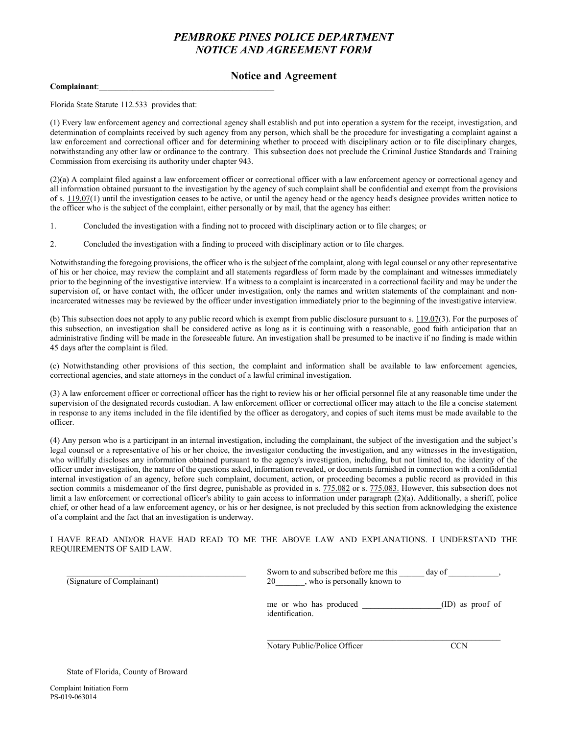# *PEMBROKE PINES POLICE DEPARTMENT*
# *NOTICE AND AGREEMENT FORM*

## Notice and Agreement

**Complainant**:_________________________________________

Florida State Statute 112.533 provides that:

(1) Every law enforcement agency and correctional agency shall establish and put into operation a system for the receipt, investigation, and determination of complaints received by such agency from any person, which shall be the procedure for investigating a complaint against a law enforcement and correctional officer and for determining whether to proceed with disciplinary action or to file disciplinary charges, notwithstanding any other law or ordinance to the contrary. This subsection does not preclude the Criminal Justice Standards and Training Commission from exercising its authority under chapter 943.

(2)(a) A complaint filed against a law enforcement officer or correctional officer with a law enforcement agency or correctional agency and all information obtained pursuant to the investigation by the agency of such complaint shall be confidential and exempt from the provisions of s. 119.07(1) until the investigation ceases to be active, or until the agency head or the agency head's designee provides written notice to the officer who is the subject of the complaint, either personally or by mail, that the agency has either:

1. Concluded the investigation with a finding not to proceed with disciplinary action or to file charges; or

2. Concluded the investigation with a finding to proceed with disciplinary action or to file charges.

Notwithstanding the foregoing provisions, the officer who is the subject of the complaint, along with legal counsel or any other representative of his or her choice, may review the complaint and all statements regardless of form made by the complainant and witnesses immediately prior to the beginning of the investigative interview. If a witness to a complaint is incarcerated in a correctional facility and may be under the supervision of, or have contact with, the officer under investigation, only the names and written statements of the complainant and non-incarcerated witnesses may be reviewed by the officer under investigation immediately prior to the beginning of the investigative interview.

(b) This subsection does not apply to any public record which is exempt from public disclosure pursuant to s. 119.07(3). For the purposes of this subsection, an investigation shall be considered active as long as it is continuing with a reasonable, good faith anticipation that an administrative finding will be made in the foreseeable future. An investigation shall be presumed to be inactive if no finding is made within 45 days after the complaint is filed.

(c) Notwithstanding other provisions of this section, the complaint and information shall be available to law enforcement agencies, correctional agencies, and state attorneys in the conduct of a lawful criminal investigation.

(3) A law enforcement officer or correctional officer has the right to review his or her official personnel file at any reasonable time under the supervision of the designated records custodian. A law enforcement officer or correctional officer may attach to the file a concise statement in response to any items included in the file identified by the officer as derogatory, and copies of such items must be made available to the officer.

(4) Any person who is a participant in an internal investigation, including the complainant, the subject of the investigation and the subject's legal counsel or a representative of his or her choice, the investigator conducting the investigation, and any witnesses in the investigation, who willfully discloses any information obtained pursuant to the agency's investigation, including, but not limited to, the identity of the officer under investigation, the nature of the questions asked, information revealed, or documents furnished in connection with a confidential internal investigation of an agency, before such complaint, document, action, or proceeding becomes a public record as provided in this section commits a misdemeanor of the first degree, punishable as provided in s. 775.082 or s. 775.083. However, this subsection does not limit a law enforcement or correctional officer's ability to gain access to information under paragraph (2)(a). Additionally, a sheriff, police chief, or other head of a law enforcement agency, or his or her designee, is not precluded by this section from acknowledging the existence of a complaint and the fact that an investigation is underway.

I HAVE READ AND/OR HAVE HAD READ TO ME THE ABOVE LAW AND EXPLANATIONS. I UNDERSTAND THE REQUIREMENTS OF SAID LAW.

____________________________________________
(Signature of Complainant)

Sworn to and subscribed before me this ______ day of ____________, 20_______, who is personally known to

me or who has produced __________________(ID) as proof of identification.

_________________________________________________________
Notary Public/Police Officer CCN

State of Florida, County of Broward

Complaint Initiation Form
PS-019-063014